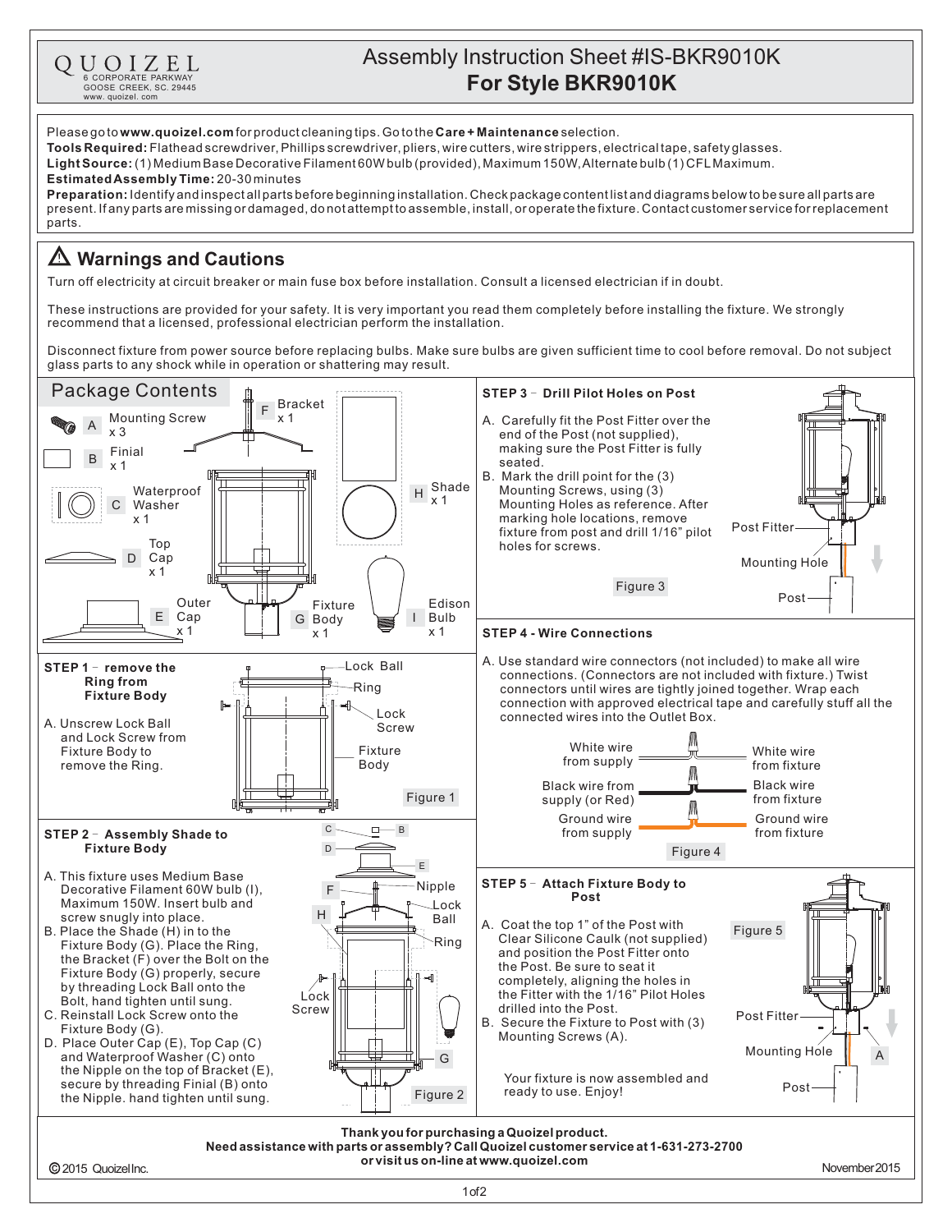QUOIZEL
6 CORPORATE PARKWAY
GOOSE CREEK, SC. 29445
www. quoizel. com

# Assembly Instruction Sheet #IS-BKR9010K
## For Style BKR9010K

Please go to **www.quoizel.com** for product cleaning tips. Go to the **Care + Maintenance** selection.
**Tools Required:** Flathead screwdriver, Phillips screwdriver, pliers, wire cutters, wire strippers, electrical tape, safety glasses.
**Light Source:** (1) Medium Base Decorative Filament 60W bulb (provided), Maximum 150W, Alternate bulb (1) CFL Maximum.
**Estimated Assembly Time:** 20-30 minutes
**Preparation:** Identify and inspect all parts before beginning installation. Check package content list and diagrams below to be sure all parts are present. If any parts are missing or damaged, do not attempt to assemble, install, or operate the fixture. Contact customer service for replacement parts.

## ⚠ Warnings and Cautions

Turn off electricity at circuit breaker or main fuse box before installation. Consult a licensed electrician if in doubt.

These instructions are provided for your safety. It is very important you read them completely before installing the fixture. We strongly recommend that a licensed, professional electrician perform the installation.

Disconnect fixture from power source before replacing bulbs. Make sure bulbs are given sufficient time to cool before removal. Do not subject glass parts to any shock while in operation or shattering may result.

## Package Contents

- A Mounting Screw x 3
- B Finial x 1
- C Waterproof Washer x 1
- D Top Cap x 1
- E Outer Cap x 1
- F Bracket x 1
- G Fixture Body x 1
- H Shade x 1
- I Edison Bulb x 1

### STEP 1 – remove the Ring from Fixture Body

A. Unscrew Lock Ball and Lock Screw from Fixture Body to remove the Ring.

Figure 1 (Lock Ball, Ring, Lock Screw, Fixture Body)

### STEP 2 – Assembly Shade to Fixture Body

A. This fixture uses Medium Base Decorative Filament 60W bulb (I), Maximum 150W. Insert bulb and screw snugly into place.
B. Place the Shade (H) in to the Fixture Body (G). Place the Ring, the Bracket (F) over the Bolt on the Fixture Body (G) properly, secure by threading Lock Ball onto the Bolt, hand tighten until sung.
C. Reinstall Lock Screw onto the Fixture Body (G).
D. Place Outer Cap (E), Top Cap (C) and Waterproof Washer (C) onto the Nipple on the top of Bracket (E), secure by threading Finial (B) onto the Nipple. hand tighten until sung.

Figure 2 (C, B, D, E, F, Nipple, H, Lock Ball, Ring, Lock Screw, G)

### STEP 3 – Drill Pilot Holes on Post

A. Carefully fit the Post Fitter over the end of the Post (not supplied), making sure the Post Fitter is fully seated.
B. Mark the drill point for the (3) Mounting Screws, using (3) Mounting Holes as reference. After marking hole locations, remove fixture from post and drill 1/16" pilot holes for screws.

Figure 3 (Post Fitter, Mounting Hole, Post)

### STEP 4 - Wire Connections

A. Use standard wire connectors (not included) to make all wire connections. (Connectors are not included with fixture.) Twist connectors until wires are tightly joined together. Wrap each connection with approved electrical tape and carefully stuff all the connected wires into the Outlet Box.

| From supply | From fixture |
|---|---|
| White wire from supply | White wire from fixture |
| Black wire from supply (or Red) | Black wire from fixture |
| Ground wire from supply | Ground wire from fixture |

Figure 4

### STEP 5 – Attach Fixture Body to Post

A. Coat the top 1" of the Post with Clear Silicone Caulk (not supplied) and position the Post Fitter onto the Post. Be sure to seat it completely, aligning the holes in the Fitter with the 1/16" Pilot Holes drilled into the Post.
B. Secure the Fixture to Post with (3) Mounting Screws (A).

Your fixture is now assembled and ready to use. Enjoy!

Figure 5 (Post Fitter, Mounting Hole, A, Post)

**Thank you for purchasing a Quoizel product.**
**Need assistance with parts or assembly? Call Quoizel customer service at 1-631-273-2700 or visit us on-line at www.quoizel.com**

© 2015 Quoizel Inc. November 2015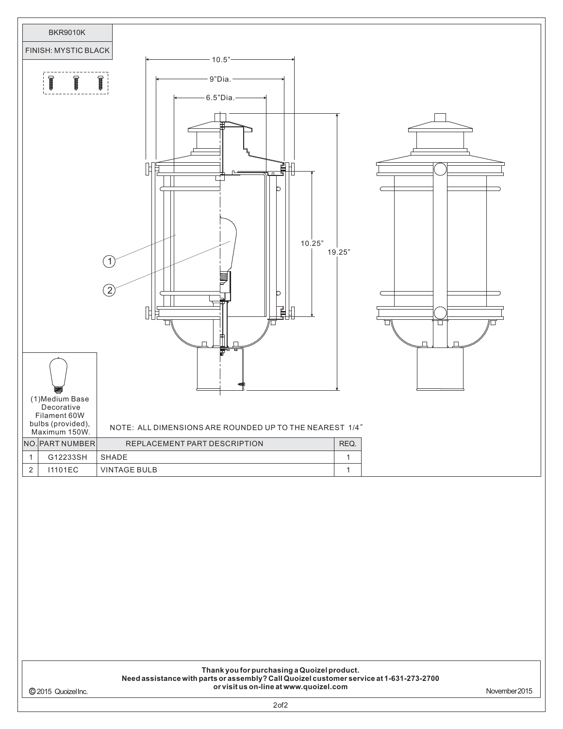BKR9010K

FINISH: MYSTIC BLACK

10.5"

9"Dia.

6.5"Dia.

10.25"

19.25"

(1)Medium Base Decorative Filament 60W bulbs (provided), Maximum 150W.

NOTE: ALL DIMENSIONS ARE ROUNDED UP TO THE NEAREST 1/4"

| NO. | PART NUMBER | REPLACEMENT PART DESCRIPTION | REQ. |
|---|---|---|---|
| 1 | G12233SH | SHADE | 1 |
| 2 | I1101EC | VINTAGE BULB | 1 |

**Thank you for purchasing a Quoizel product.**
**Need assistance with parts or assembly? Call Quoizel customer service at 1-631-273-2700**
**or visit us on-line at www.quoizel.com**

© 2015 Quoizel Inc.

November 2015